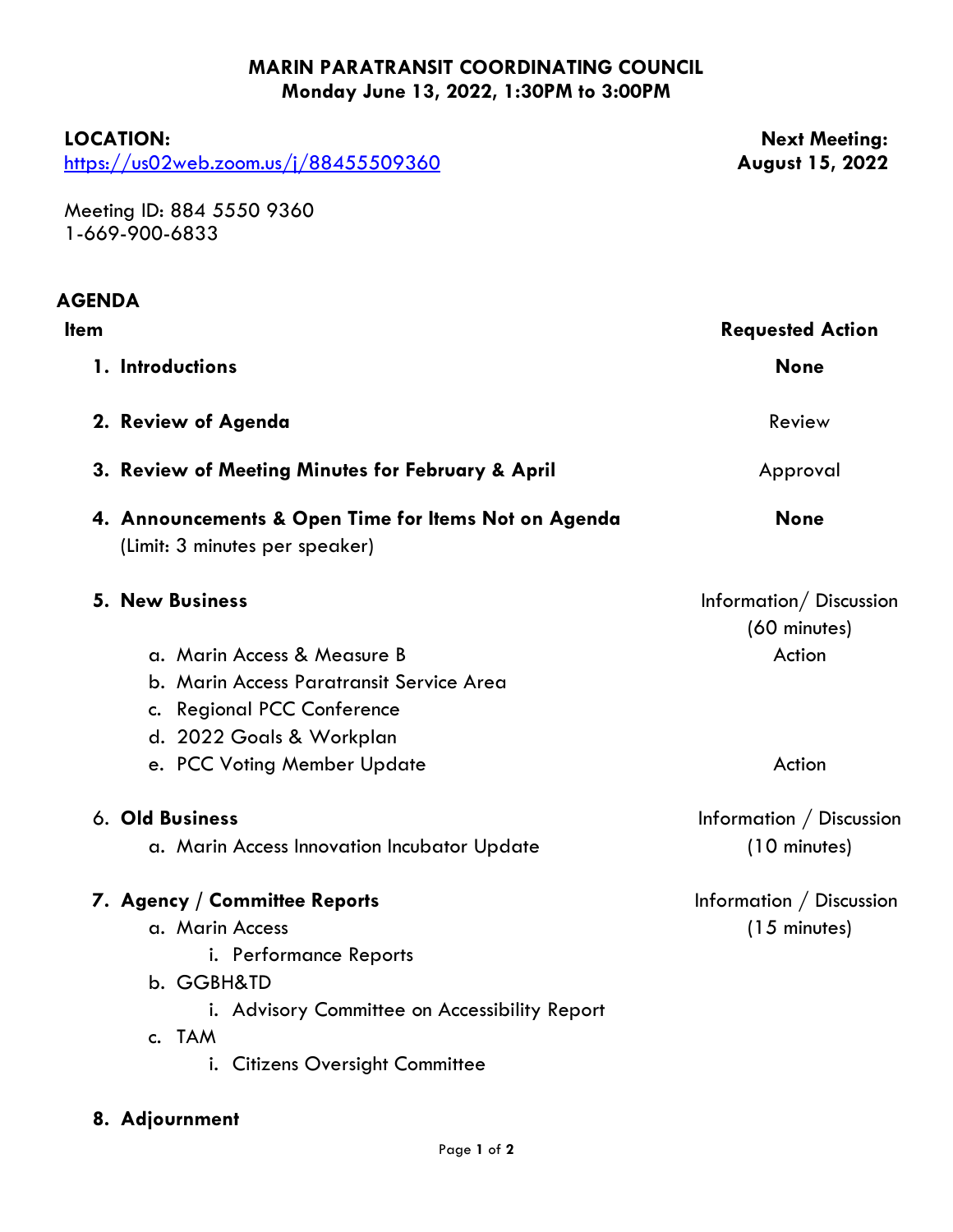# MARIN PARATRANSIT COORDINATING COUNCIL
## Monday June 13, 2022, 1:30PM to 3:00PM

**LOCATION:**
https://us02web.zoom.us/j/88455509360

Meeting ID: 884 5550 9360
1-669-900-6833

**Next Meeting:**
**August 15, 2022**

## AGENDA

| Item | Requested Action |
|---|---|
| **1. Introductions** | **None** |
| **2. Review of Agenda** | Review |
| **3. Review of Meeting Minutes for February & April** | Approval |
| **4. Announcements & Open Time for Items Not on Agenda** (Limit: 3 minutes per speaker) | **None** |
| **5. New Business** | Information/ Discussion (60 minutes) |
| a. Marin Access & Measure B | Action |
| b. Marin Access Paratransit Service Area | |
| c. Regional PCC Conference | |
| d. 2022 Goals & Workplan | |
| e. PCC Voting Member Update | Action |
| 6. **Old Business** | Information / Discussion (10 minutes) |
| a. Marin Access Innovation Incubator Update | |
| **7. Agency / Committee Reports** | Information / Discussion (15 minutes) |
| a. Marin Access | |
| i. Performance Reports | |
| b. GGBH&TD | |
| i. Advisory Committee on Accessibility Report | |
| c. TAM | |
| i. Citizens Oversight Committee | |
| **8. Adjournment** | |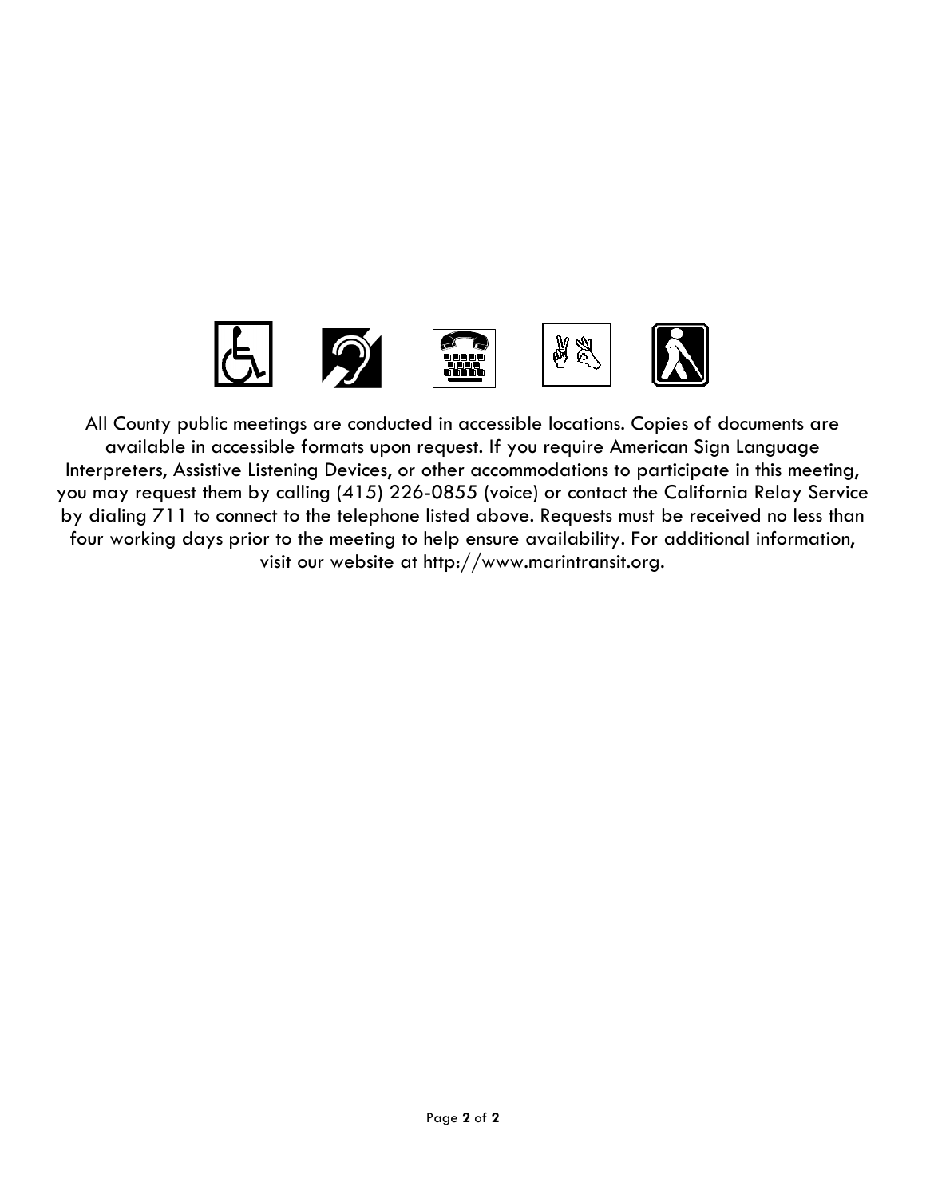All County public meetings are conducted in accessible locations. Copies of documents are available in accessible formats upon request. If you require American Sign Language Interpreters, Assistive Listening Devices, or other accommodations to participate in this meeting, you may request them by calling (415) 226-0855 (voice) or contact the California Relay Service by dialing 711 to connect to the telephone listed above. Requests must be received no less than four working days prior to the meeting to help ensure availability. For additional information, visit our website at http://www.marintransit.org.